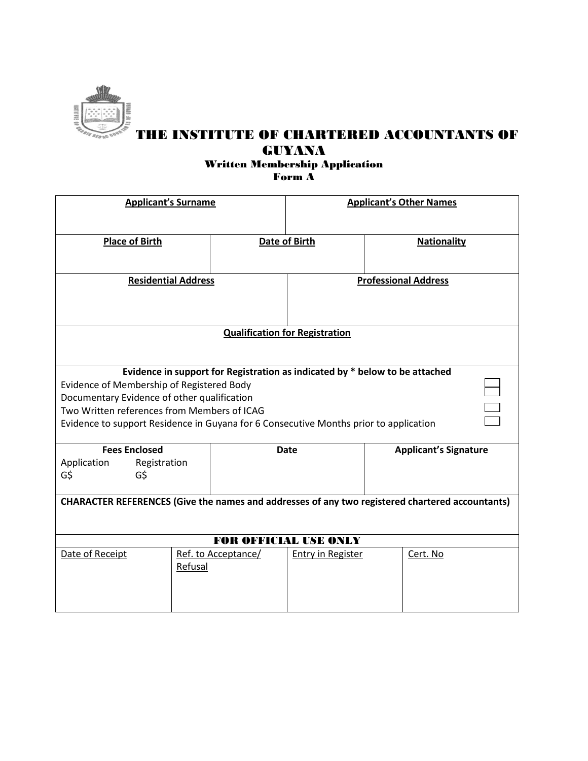# THE INSTITUTE OF CHARTERED ACCOUNTANTS OF GUYANA

### Written Membership Application

### Form A

| Applicant's Surname | | Applicant's Other Names | |
|---|---|---|---|
| | | | |

| Place of Birth | Date of Birth | Nationality |
|---|---|---|
| | | |

| Residential Address | Professional Address |
|---|---|
| | |

**Qualification for Registration**

**Evidence in support for Registration as indicated by * below to be attached**

- Evidence of Membership of Registered Body ☐
- Documentary Evidence of other qualification ☐
- Two Written references from Members of ICAG ☐
- Evidence to support Residence in Guyana for 6 Consecutive Months prior to application ☐

| Fees Enclosed | Date | Applicant's Signature |
|---|---|---|
| Application G$ &nbsp;&nbsp; Registration G$ | | |

**CHARACTER REFERENCES (Give the names and addresses of any two registered chartered accountants)**

**FOR OFFICIAL USE ONLY**

| Date of Receipt | Ref. to Acceptance/ Refusal | Entry in Register | Cert. No |
|---|---|---|---|
| | | | |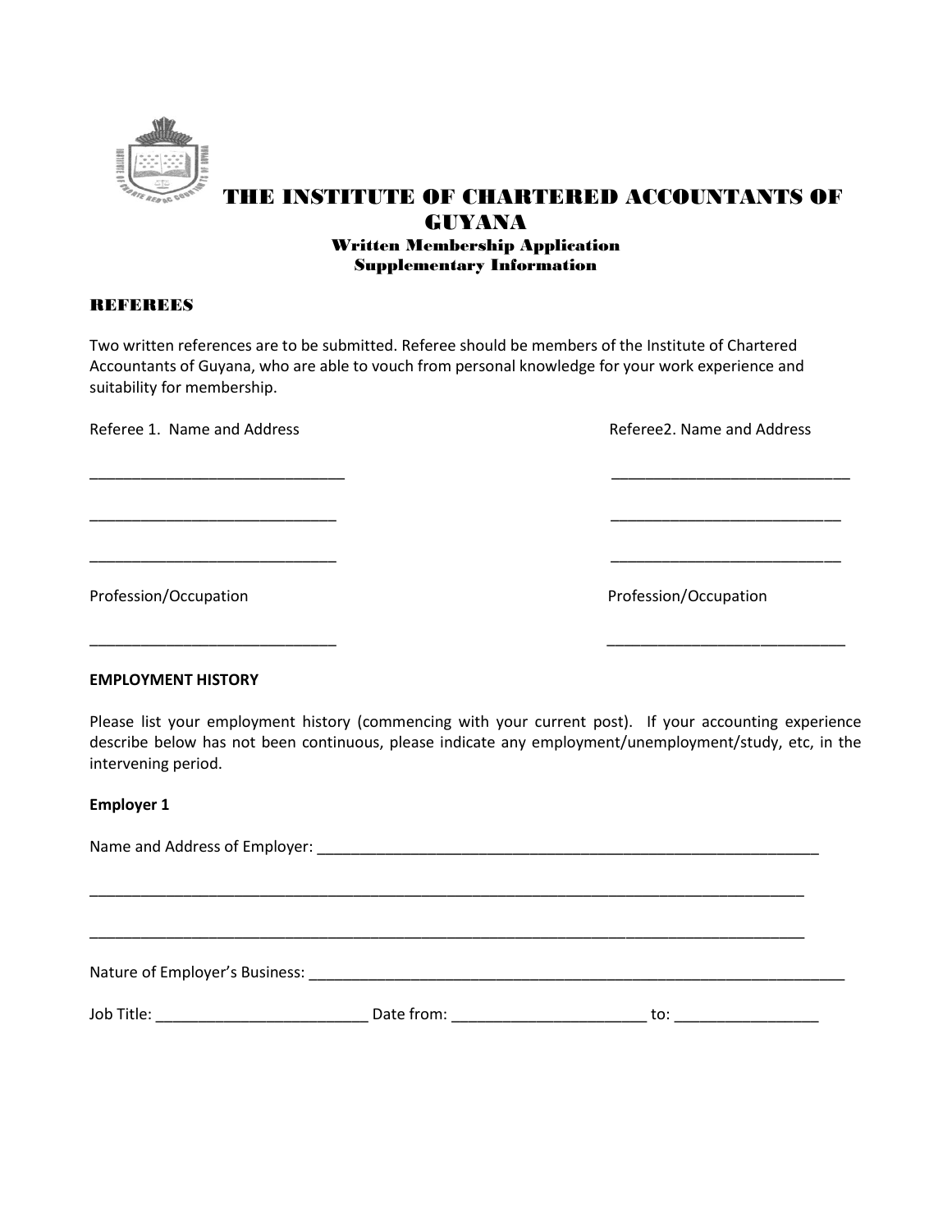# THE INSTITUTE OF CHARTERED ACCOUNTANTS OF GUYANA

### Written Membership Application
### Supplementary Information

**REFEREES**

Two written references are to be submitted. Referee should be members of the Institute of Chartered Accountants of Guyana, who are able to vouch from personal knowledge for your work experience and suitability for membership.

| Referee 1. Name and Address | Referee2. Name and Address |
|---|---|
| ______________________________ | ______________________________ |
| ______________________________ | ______________________________ |
| ______________________________ | ______________________________ |
| Profession/Occupation | Profession/Occupation |
| ______________________________ | ______________________________ |

**EMPLOYMENT HISTORY**

Please list your employment history (commencing with your current post). If your accounting experience describe below has not been continuous, please indicate any employment/unemployment/study, etc, in the intervening period.

**Employer 1**

Name and Address of Employer: _______________________________________________________________

_____________________________________________________________________________________________

_____________________________________________________________________________________________

Nature of Employer's Business: _____________________________________________________________________

Job Title: _________________________ Date from: _______________________ to: _________________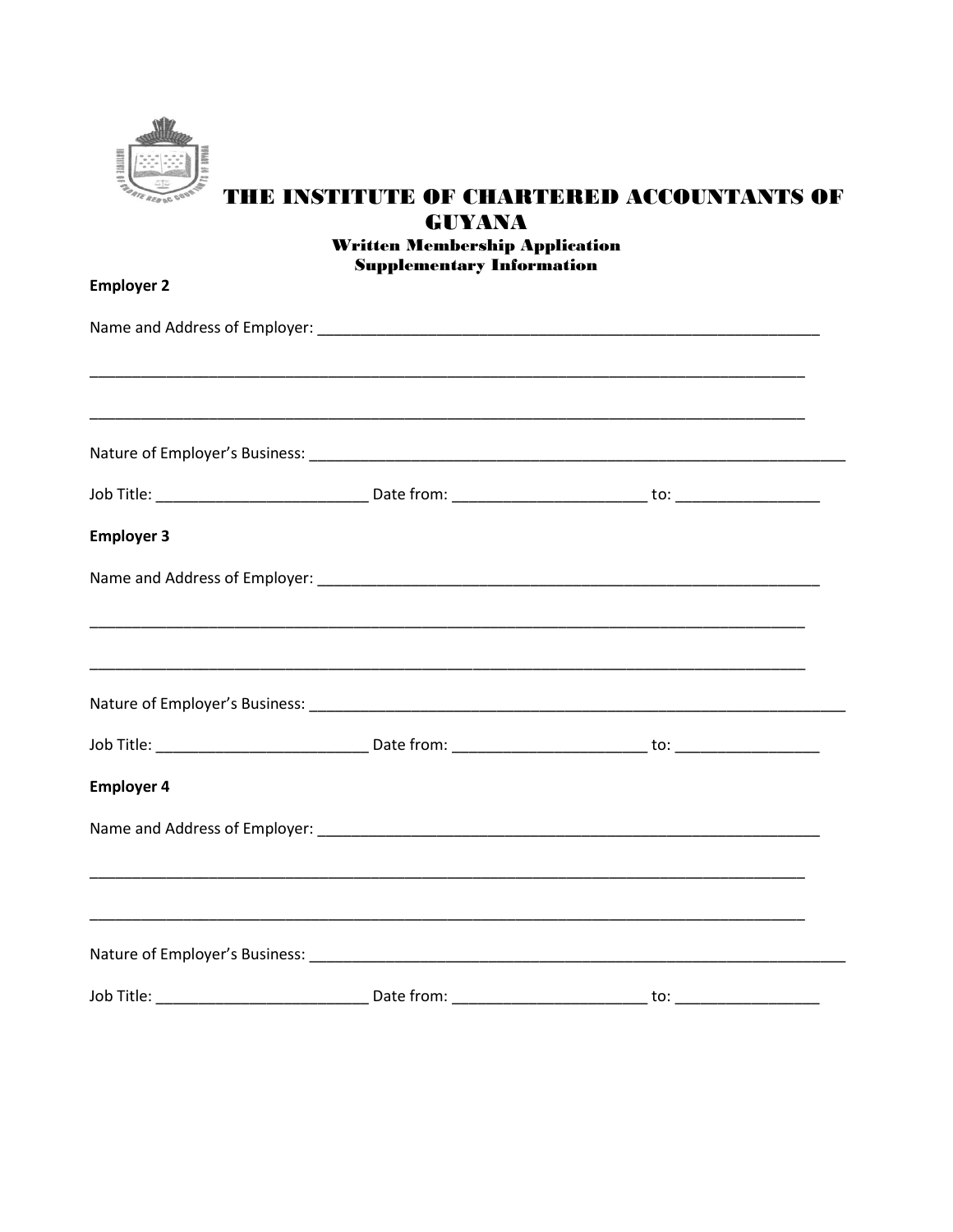# THE INSTITUTE OF CHARTERED ACCOUNTANTS OF GUYANA

### Written Membership Application
### Supplementary Information

**Employer 2**

Name and Address of Employer: ____________________________________________________________

_______________________________________________________________________________________

_______________________________________________________________________________________

Nature of Employer's Business: __________________________________________________________________

Job Title: _________________________ Date from: ______________________ to: ________________

**Employer 3**

Name and Address of Employer: ____________________________________________________________

_______________________________________________________________________________________

_______________________________________________________________________________________

Nature of Employer's Business: __________________________________________________________________

Job Title: _________________________ Date from: ______________________ to: ________________

**Employer 4**

Name and Address of Employer: ____________________________________________________________

_______________________________________________________________________________________

_______________________________________________________________________________________

Nature of Employer's Business: __________________________________________________________________

Job Title: _________________________ Date from: ______________________ to: ________________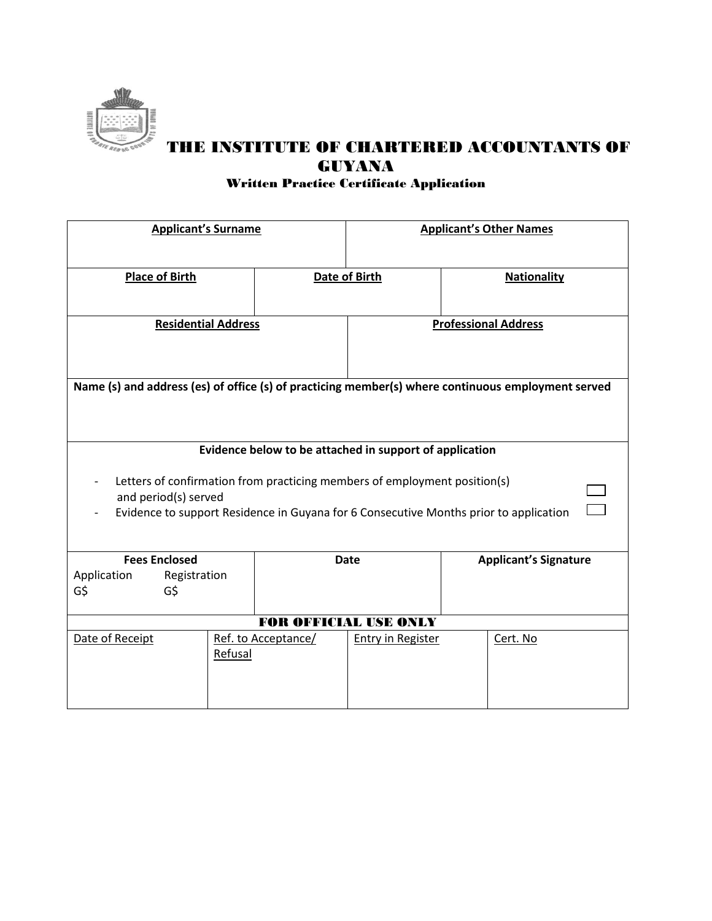# THE INSTITUTE OF CHARTERED ACCOUNTANTS OF GUYANA

### Written Practice Certificate Application

| Applicant's Surname | | Applicant's Other Names | |
|---|---|---|---|
| | | | |

| Place of Birth | Date of Birth | Nationality |
|---|---|---|
| | | |

| Residential Address | Professional Address |
|---|---|
| | |

**Name (s) and address (es) of office (s) of practicing member(s) where continuous employment served**

**Evidence below to be attached in support of application**

- Letters of confirmation from practicing members of employment position(s) and period(s) served ☐
- Evidence to support Residence in Guyana for 6 Consecutive Months prior to application ☐

| Fees Enclosed | Date | Applicant's Signature |
|---|---|---|
| Application G$ Registration G$ | | |

**FOR OFFICIAL USE ONLY**

| Date of Receipt | Ref. to Acceptance/ Refusal | Entry in Register | Cert. No |
|---|---|---|---|
| | | | |